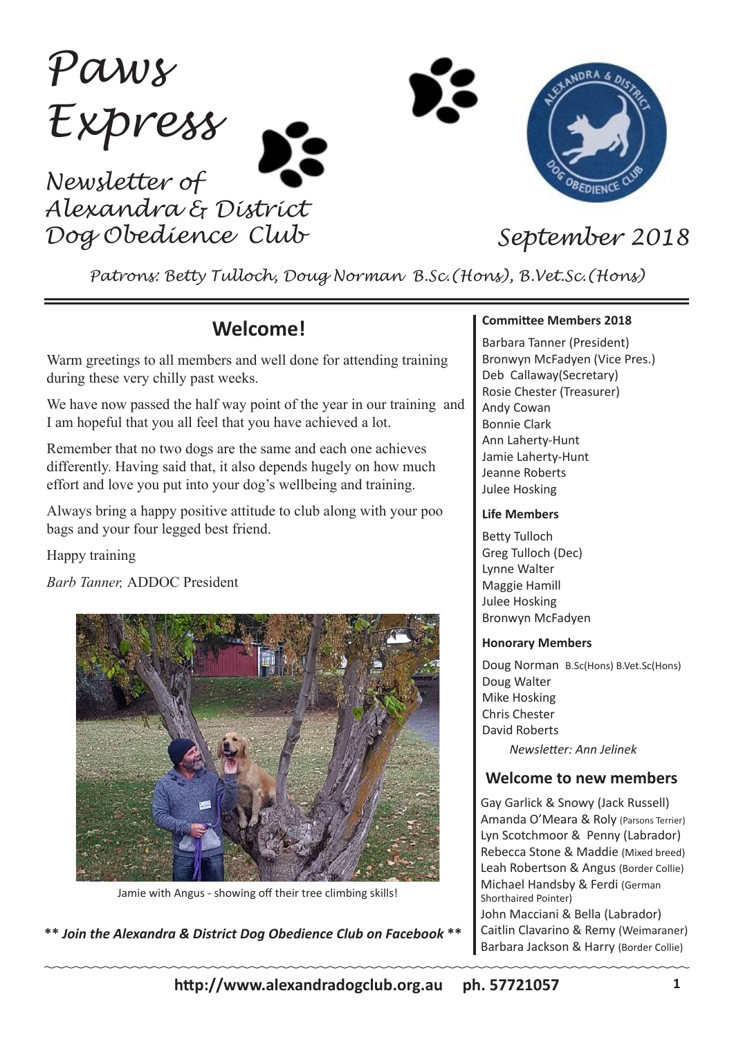# Paws Express

## Newsletter of Alexandra & District Dog Obedience Club

September 2018

*Patrons: Betty Tulloch, Doug Norman B.Sc.(Hons), B.Vet.Sc.(Hons)*

## Welcome!

Warm greetings to all members and well done for attending training during these very chilly past weeks.

We have now passed the half way point of the year in our training and I am hopeful that you all feel that you have achieved a lot.

Remember that no two dogs are the same and each one achieves differently. Having said that, it also depends hugely on how much effort and love you put into your dog's wellbeing and training.

Always bring a happy positive attitude to club along with your poo bags and your four legged best friend.

Happy training

*Barb Tanner,* ADDOC President

Jamie with Angus - showing off their tree climbing skills!

***\*\* Join the Alexandra & District Dog Obedience Club on Facebook \*\****

**Committee Members 2018**

Barbara Tanner (President)
Bronwyn McFadyen (Vice Pres.)
Deb Callaway(Secretary)
Rosie Chester (Treasurer)
Andy Cowan
Bonnie Clark
Ann Laherty-Hunt
Jamie Laherty-Hunt
Jeanne Roberts
Julee Hosking

**Life Members**

Betty Tulloch
Greg Tulloch (Dec)
Lynne Walter
Maggie Hamill
Julee Hosking
Bronwyn McFadyen

**Honorary Members**

Doug Norman B.Sc(Hons) B.Vet.Sc(Hons)
Doug Walter
Mike Hosking
Chris Chester
David Roberts

*Newsletter: Ann Jelinek*

## Welcome to new members

Gay Garlick & Snowy (Jack Russell)
Amanda O'Meara & Roly (Parsons Terrier)
Lyn Scotchmoor & Penny (Labrador)
Rebecca Stone & Maddie (Mixed breed)
Leah Robertson & Angus (Border Collie)
Michael Handsby & Ferdi (German Shorthaired Pointer)
John Macciani & Bella (Labrador)
Caitlin Clavarino & Remy (Weimaraner)
Barbara Jackson & Harry (Border Collie)

**http://www.alexandradogclub.org.au ph. 57721057**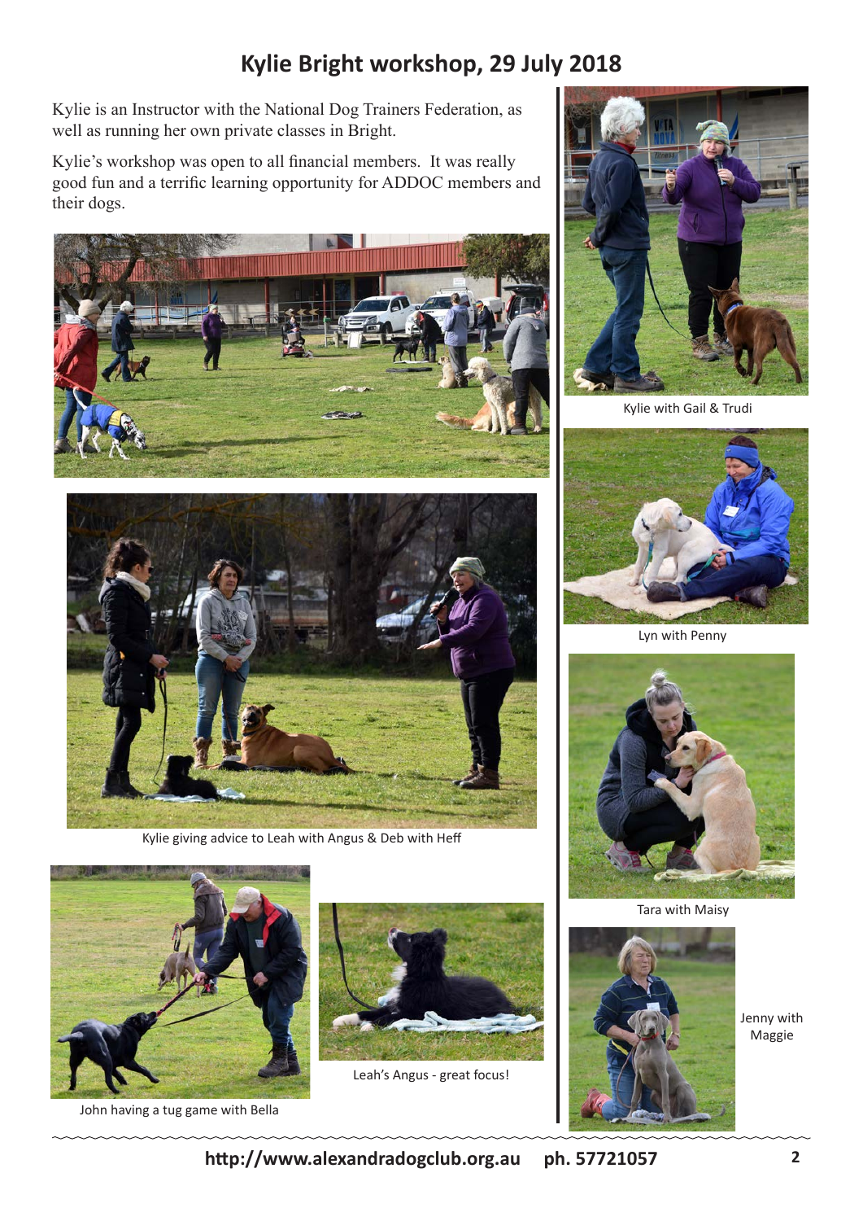# Kylie Bright workshop, 29 July 2018

Kylie is an Instructor with the National Dog Trainers Federation, as well as running her own private classes in Bright.

Kylie's workshop was open to all financial members. It was really good fun and a terrific learning opportunity for ADDOC members and their dogs.

Kylie giving advice to Leah with Angus & Deb with Heff

John having a tug game with Bella

Leah's Angus - great focus!

Kylie with Gail & Trudi

Lyn with Penny

Tara with Maisy

Jenny with Maggie

http://www.alexandradogclub.org.au ph. 57721057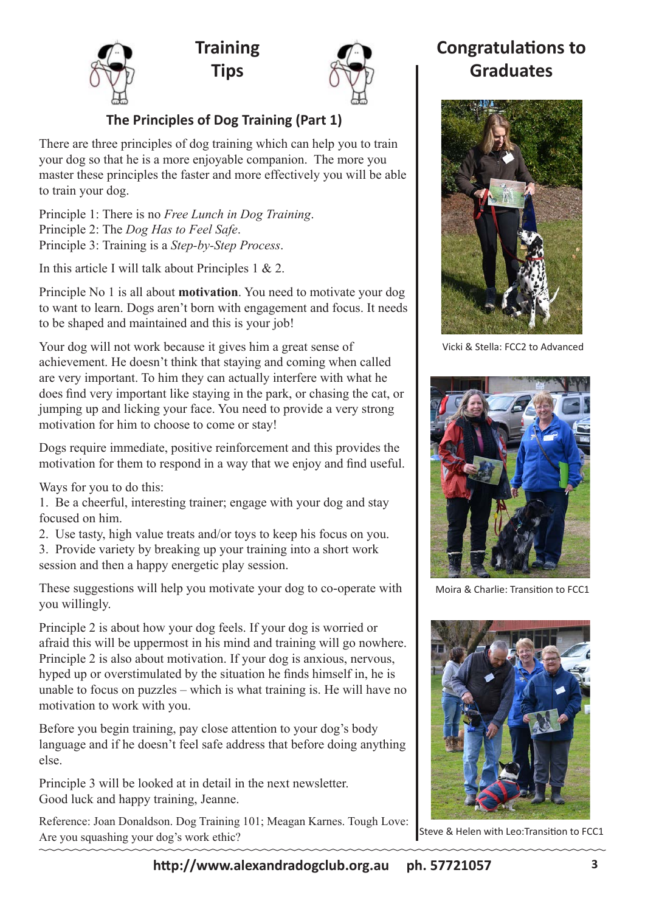# Training Tips

## The Principles of Dog Training (Part 1)

There are three principles of dog training which can help you to train your dog so that he is a more enjoyable companion. The more you master these principles the faster and more effectively you will be able to train your dog.

Principle 1: There is no *Free Lunch in Dog Training*.
Principle 2: The *Dog Has to Feel Safe*.
Principle 3: Training is a *Step-by-Step Process*.

In this article I will talk about Principles 1 & 2.

Principle No 1 is all about **motivation**. You need to motivate your dog to want to learn. Dogs aren't born with engagement and focus. It needs to be shaped and maintained and this is your job!

Your dog will not work because it gives him a great sense of achievement. He doesn't think that staying and coming when called are very important. To him they can actually interfere with what he does find very important like staying in the park, or chasing the cat, or jumping up and licking your face. You need to provide a very strong motivation for him to choose to come or stay!

Dogs require immediate, positive reinforcement and this provides the motivation for them to respond in a way that we enjoy and find useful.

Ways for you to do this:

1. Be a cheerful, interesting trainer; engage with your dog and stay focused on him.
2. Use tasty, high value treats and/or toys to keep his focus on you.
3. Provide variety by breaking up your training into a short work session and then a happy energetic play session.

These suggestions will help you motivate your dog to co-operate with you willingly.

Principle 2 is about how your dog feels. If your dog is worried or afraid this will be uppermost in his mind and training will go nowhere. Principle 2 is also about motivation. If your dog is anxious, nervous, hyped up or overstimulated by the situation he finds himself in, he is unable to focus on puzzles – which is what training is. He will have no motivation to work with you.

Before you begin training, pay close attention to your dog's body language and if he doesn't feel safe address that before doing anything else.

Principle 3 will be looked at in detail in the next newsletter.
Good luck and happy training, Jeanne.

Reference: Joan Donaldson. Dog Training 101; Meagan Karnes. Tough Love: Are you squashing your dog's work ethic?

# Congratulations to Graduates

Vicki & Stella: FCC2 to Advanced

Moira & Charlie: Transition to FCC1

Steve & Helen with Leo:Transition to FCC1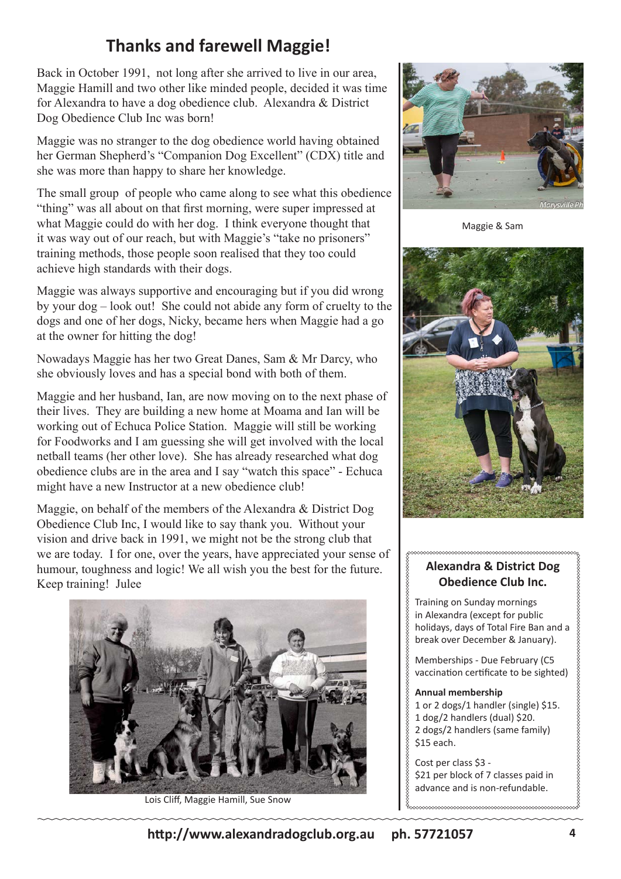# Thanks and farewell Maggie!

Back in October 1991, not long after she arrived to live in our area, Maggie Hamill and two other like minded people, decided it was time for Alexandra to have a dog obedience club. Alexandra & District Dog Obedience Club Inc was born!

Maggie was no stranger to the dog obedience world having obtained her German Shepherd's "Companion Dog Excellent" (CDX) title and she was more than happy to share her knowledge.

The small group of people who came along to see what this obedience "thing" was all about on that first morning, were super impressed at what Maggie could do with her dog. I think everyone thought that it was way out of our reach, but with Maggie's "take no prisoners" training methods, those people soon realised that they too could achieve high standards with their dogs.

Maggie was always supportive and encouraging but if you did wrong by your dog – look out! She could not abide any form of cruelty to the dogs and one of her dogs, Nicky, became hers when Maggie had a go at the owner for hitting the dog!

Nowadays Maggie has her two Great Danes, Sam & Mr Darcy, who she obviously loves and has a special bond with both of them.

Maggie and her husband, Ian, are now moving on to the next phase of their lives. They are building a new home at Moama and Ian will be working out of Echuca Police Station. Maggie will still be working for Foodworks and I am guessing she will get involved with the local netball teams (her other love). She has already researched what dog obedience clubs are in the area and I say "watch this space" - Echuca might have a new Instructor at a new obedience club!

Maggie, on behalf of the members of the Alexandra & District Dog Obedience Club Inc, I would like to say thank you. Without your vision and drive back in 1991, we might not be the strong club that we are today. I for one, over the years, have appreciated your sense of humour, toughness and logic! We all wish you the best for the future. Keep training! Julee

Lois Cliff, Maggie Hamill, Sue Snow

Maggie & Sam

### Alexandra & District Dog Obedience Club Inc.

Training on Sunday mornings in Alexandra (except for public holidays, days of Total Fire Ban and a break over December & January).

Memberships - Due February (C5 vaccination certificate to be sighted)

**Annual membership**
1 or 2 dogs/1 handler (single) $15.
1 dog/2 handlers (dual) $20.
2 dogs/2 handlers (same family) $15 each.

Cost per class $3 -
$21 per block of 7 classes paid in advance and is non-refundable.

**http://www.alexandradogclub.org.au ph. 57721057**